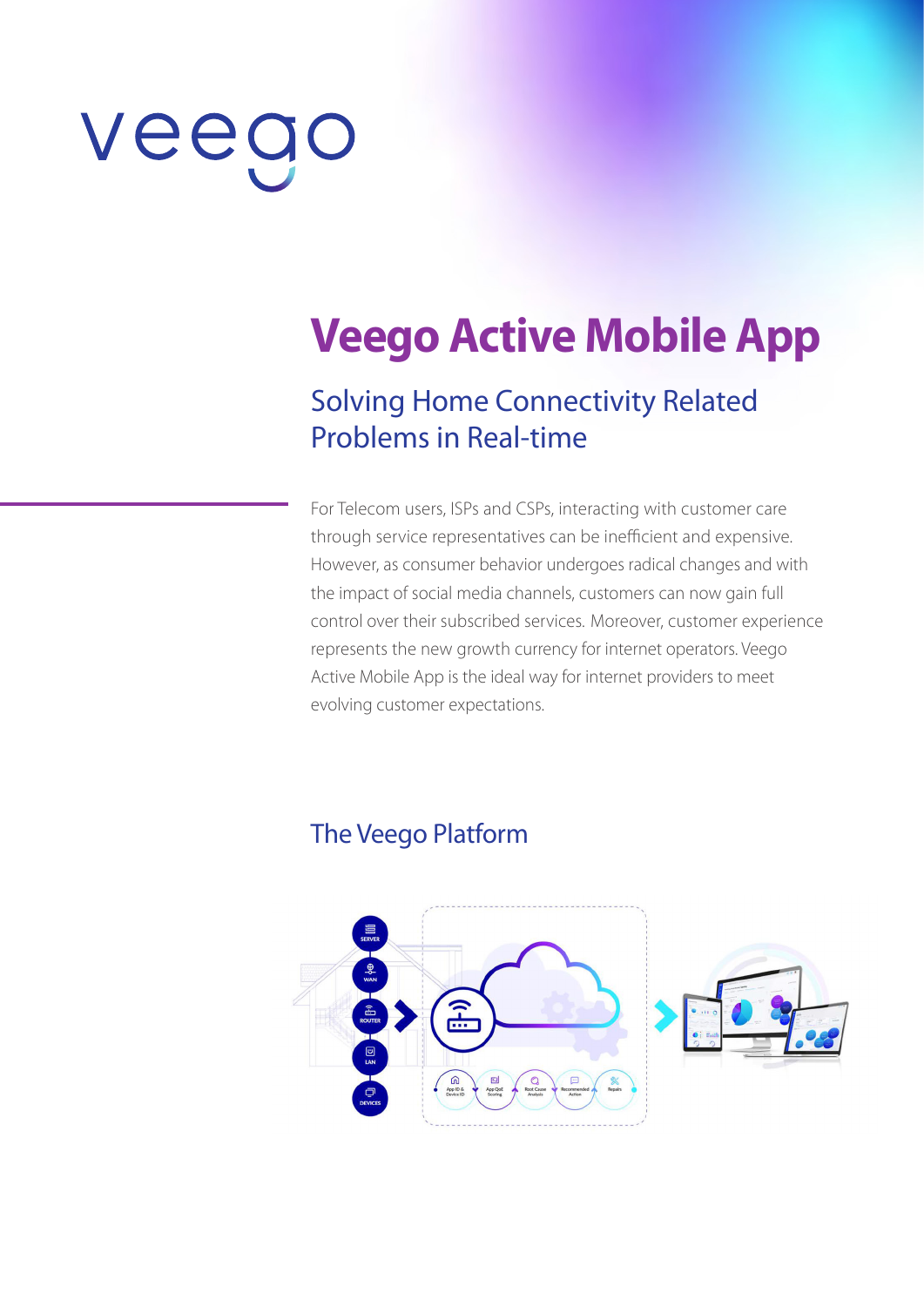veego

# Veego Active Mobile App

## Solving Home Connectivity Related Problems in Real-time

For Telecom users, ISPs and CSPs, interacting with customer care through service representatives can be inefficient and expensive. However, as consumer behavior undergoes radical changes and with the impact of social media channels, customers can now gain full control over their subscribed services. Moreover, customer experience represents the new growth currency for internet operators. Veego Active Mobile App is the ideal way for internet providers to meet evolving customer expectations.

## The Veego Platform

SERVER

WAN

ROUTER

LAN

DEVICES

App ID & Device ID

App QoE Scoring

Root Cause Analysis

Recommended Action

Repairs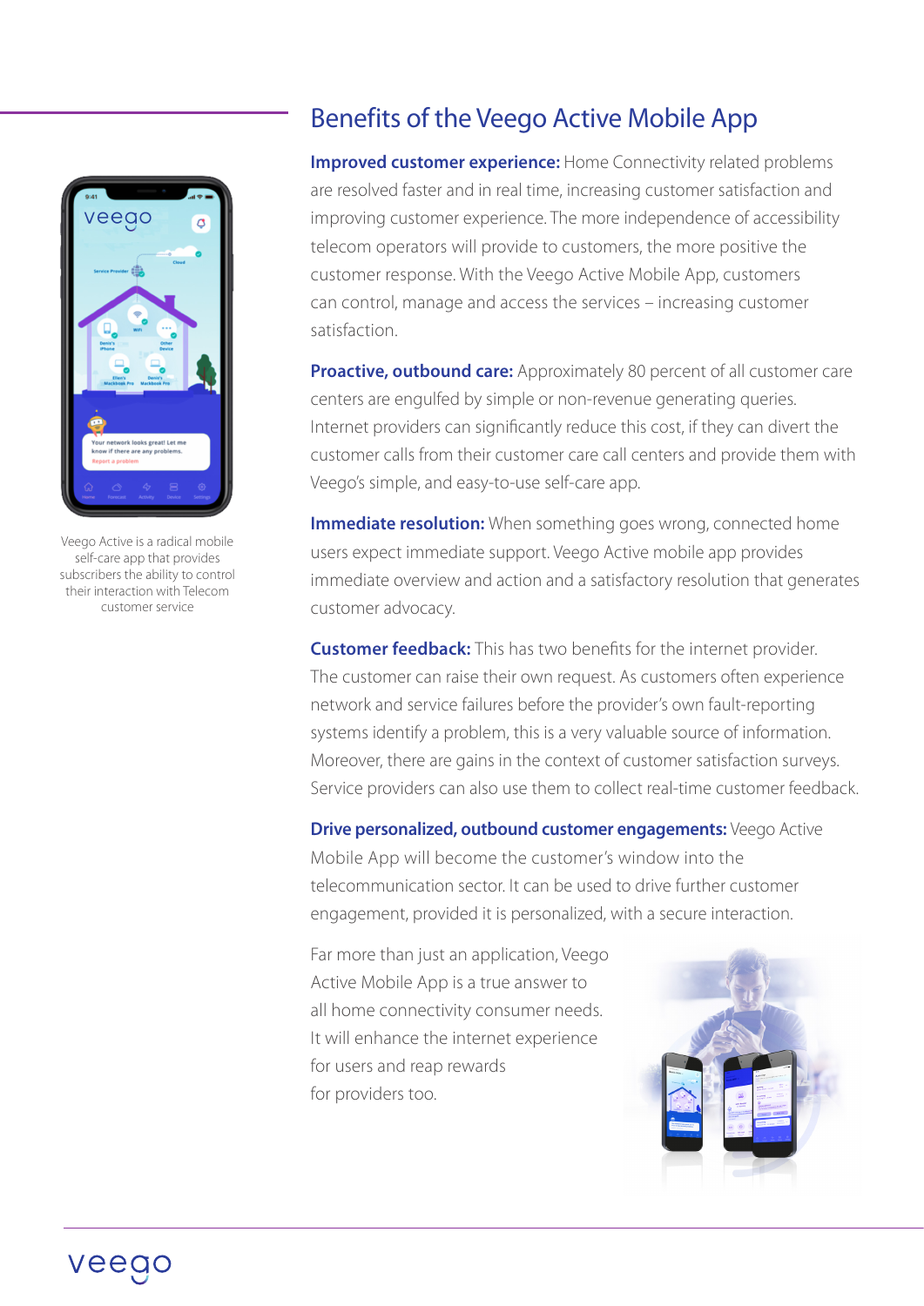Veego Active is a radical mobile self-care app that provides subscribers the ability to control their interaction with Telecom customer service

## Benefits of the Veego Active Mobile App

**Improved customer experience:** Home Connectivity related problems are resolved faster and in real time, increasing customer satisfaction and improving customer experience. The more independence of accessibility telecom operators will provide to customers, the more positive the customer response. With the Veego Active Mobile App, customers can control, manage and access the services – increasing customer satisfaction.

**Proactive, outbound care:** Approximately 80 percent of all customer care centers are engulfed by simple or non-revenue generating queries. Internet providers can significantly reduce this cost, if they can divert the customer calls from their customer care call centers and provide them with Veego's simple, and easy-to-use self-care app.

**Immediate resolution:** When something goes wrong, connected home users expect immediate support. Veego Active mobile app provides immediate overview and action and a satisfactory resolution that generates customer advocacy.

**Customer feedback:** This has two benefits for the internet provider. The customer can raise their own request. As customers often experience network and service failures before the provider's own fault-reporting systems identify a problem, this is a very valuable source of information. Moreover, there are gains in the context of customer satisfaction surveys. Service providers can also use them to collect real-time customer feedback.

**Drive personalized, outbound customer engagements:** Veego Active Mobile App will become the customer's window into the telecommunication sector. It can be used to drive further customer engagement, provided it is personalized, with a secure interaction.

Far more than just an application, Veego Active Mobile App is a true answer to all home connectivity consumer needs. It will enhance the internet experience for users and reap rewards for providers too.